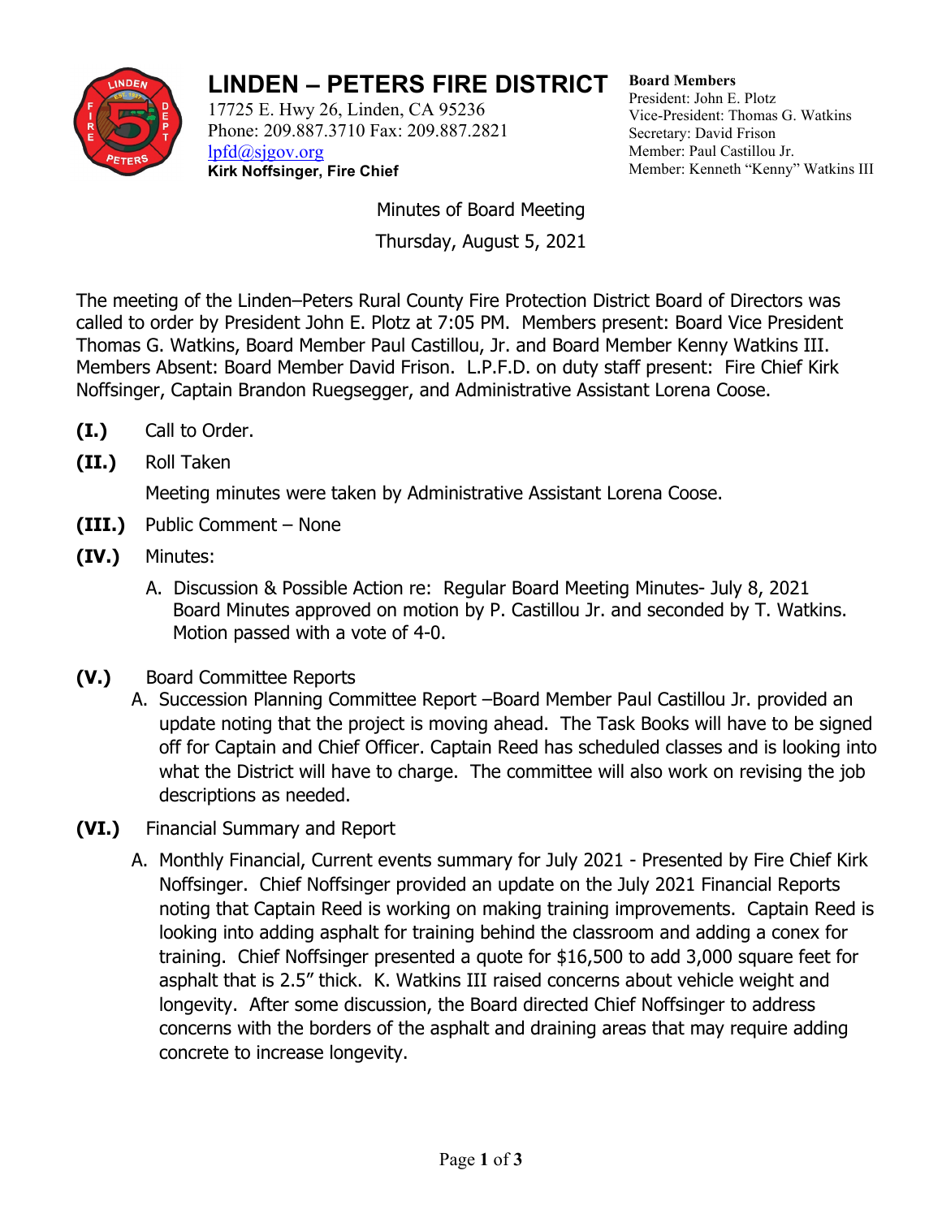# LINDEN – PETERS FIRE DISTRICT

17725 E. Hwy 26, Linden, CA 95236
Phone: 209.887.3710 Fax: 209.887.2821
lpfd@sjgov.org
**Kirk Noffsinger, Fire Chief**

**Board Members**
President: John E. Plotz
Vice-President: Thomas G. Watkins
Secretary: David Frison
Member: Paul Castillou Jr.
Member: Kenneth "Kenny" Watkins III

Minutes of Board Meeting
Thursday, August 5, 2021

The meeting of the Linden–Peters Rural County Fire Protection District Board of Directors was called to order by President John E. Plotz at 7:05 PM. Members present: Board Vice President Thomas G. Watkins, Board Member Paul Castillou, Jr. and Board Member Kenny Watkins III. Members Absent: Board Member David Frison. L.P.F.D. on duty staff present: Fire Chief Kirk Noffsinger, Captain Brandon Ruegsegger, and Administrative Assistant Lorena Coose.

**(I.)** Call to Order.

**(II.)** Roll Taken

Meeting minutes were taken by Administrative Assistant Lorena Coose.

**(III.)** Public Comment – None

**(IV.)** Minutes:

A. Discussion & Possible Action re: Regular Board Meeting Minutes- July 8, 2021
Board Minutes approved on motion by P. Castillou Jr. and seconded by T. Watkins. Motion passed with a vote of 4-0.

**(V.)** Board Committee Reports

A. Succession Planning Committee Report –Board Member Paul Castillou Jr. provided an update noting that the project is moving ahead. The Task Books will have to be signed off for Captain and Chief Officer. Captain Reed has scheduled classes and is looking into what the District will have to charge. The committee will also work on revising the job descriptions as needed.

**(VI.)** Financial Summary and Report

A. Monthly Financial, Current events summary for July 2021 - Presented by Fire Chief Kirk Noffsinger. Chief Noffsinger provided an update on the July 2021 Financial Reports noting that Captain Reed is working on making training improvements. Captain Reed is looking into adding asphalt for training behind the classroom and adding a conex for training. Chief Noffsinger presented a quote for $16,500 to add 3,000 square feet for asphalt that is 2.5" thick. K. Watkins III raised concerns about vehicle weight and longevity. After some discussion, the Board directed Chief Noffsinger to address concerns with the borders of the asphalt and draining areas that may require adding concrete to increase longevity.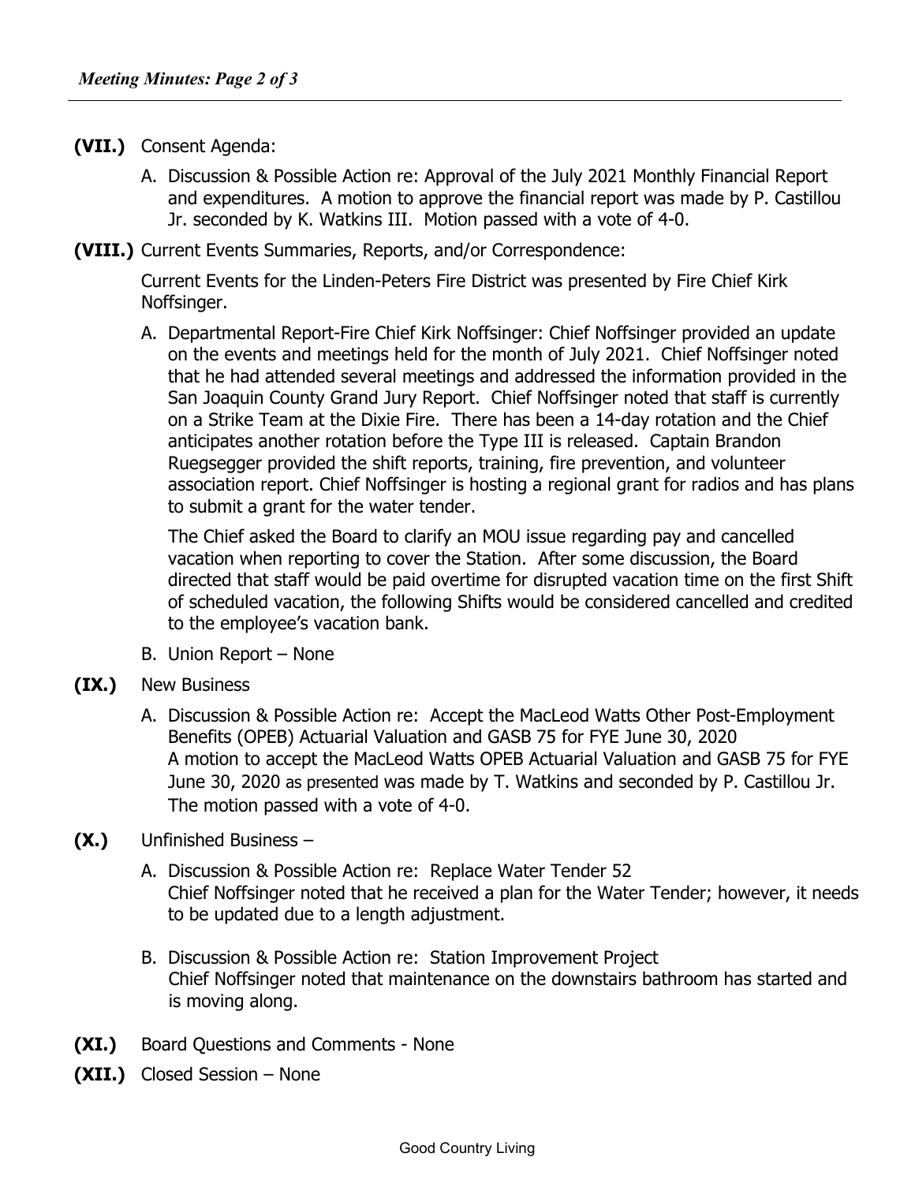**(VII.)** Consent Agenda:

A. Discussion & Possible Action re: Approval of the July 2021 Monthly Financial Report and expenditures. A motion to approve the financial report was made by P. Castillou Jr. seconded by K. Watkins III. Motion passed with a vote of 4-0.

**(VIII.)** Current Events Summaries, Reports, and/or Correspondence:

Current Events for the Linden-Peters Fire District was presented by Fire Chief Kirk Noffsinger.

A. Departmental Report-Fire Chief Kirk Noffsinger: Chief Noffsinger provided an update on the events and meetings held for the month of July 2021. Chief Noffsinger noted that he had attended several meetings and addressed the information provided in the San Joaquin County Grand Jury Report. Chief Noffsinger noted that staff is currently on a Strike Team at the Dixie Fire. There has been a 14-day rotation and the Chief anticipates another rotation before the Type III is released. Captain Brandon Ruegsegger provided the shift reports, training, fire prevention, and volunteer association report. Chief Noffsinger is hosting a regional grant for radios and has plans to submit a grant for the water tender.

   The Chief asked the Board to clarify an MOU issue regarding pay and cancelled vacation when reporting to cover the Station. After some discussion, the Board directed that staff would be paid overtime for disrupted vacation time on the first Shift of scheduled vacation, the following Shifts would be considered cancelled and credited to the employee's vacation bank.

B. Union Report – None

**(IX.)** New Business

A. Discussion & Possible Action re: Accept the MacLeod Watts Other Post-Employment Benefits (OPEB) Actuarial Valuation and GASB 75 for FYE June 30, 2020
   A motion to accept the MacLeod Watts OPEB Actuarial Valuation and GASB 75 for FYE June 30, 2020 as presented was made by T. Watkins and seconded by P. Castillou Jr. The motion passed with a vote of 4-0.

**(X.)** Unfinished Business –

A. Discussion & Possible Action re: Replace Water Tender 52
   Chief Noffsinger noted that he received a plan for the Water Tender; however, it needs to be updated due to a length adjustment.

B. Discussion & Possible Action re: Station Improvement Project
   Chief Noffsinger noted that maintenance on the downstairs bathroom has started and is moving along.

**(XI.)** Board Questions and Comments - None

**(XII.)** Closed Session – None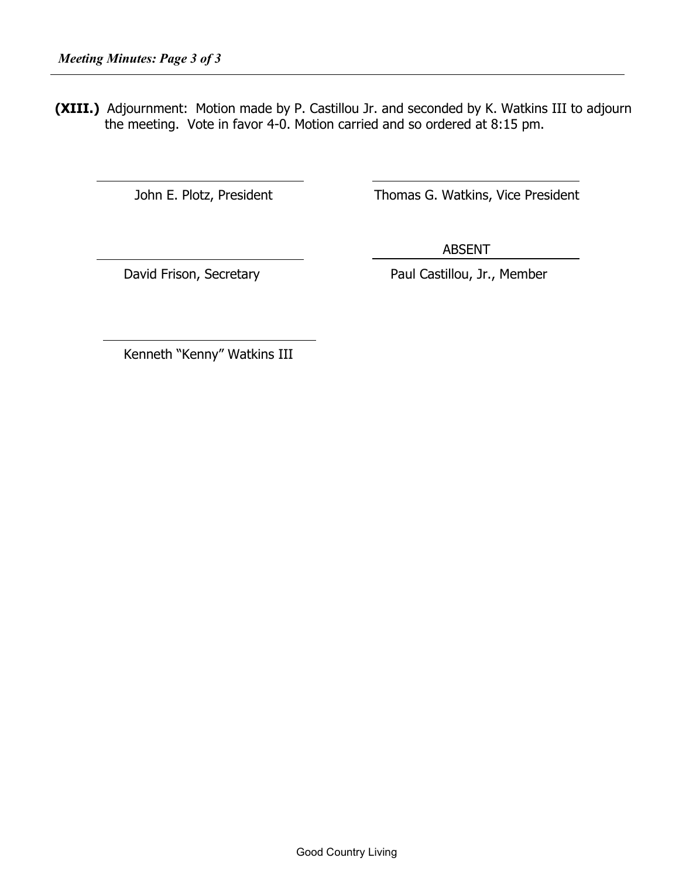**(XIII.)** Adjournment: Motion made by P. Castillou Jr. and seconded by K. Watkins III to adjourn the meeting. Vote in favor 4-0. Motion carried and so ordered at 8:15 pm.

John E. Plotz, President

Thomas G. Watkins, Vice President

David Frison, Secretary

ABSENT

Paul Castillou, Jr., Member

Kenneth "Kenny" Watkins III

Good Country Living